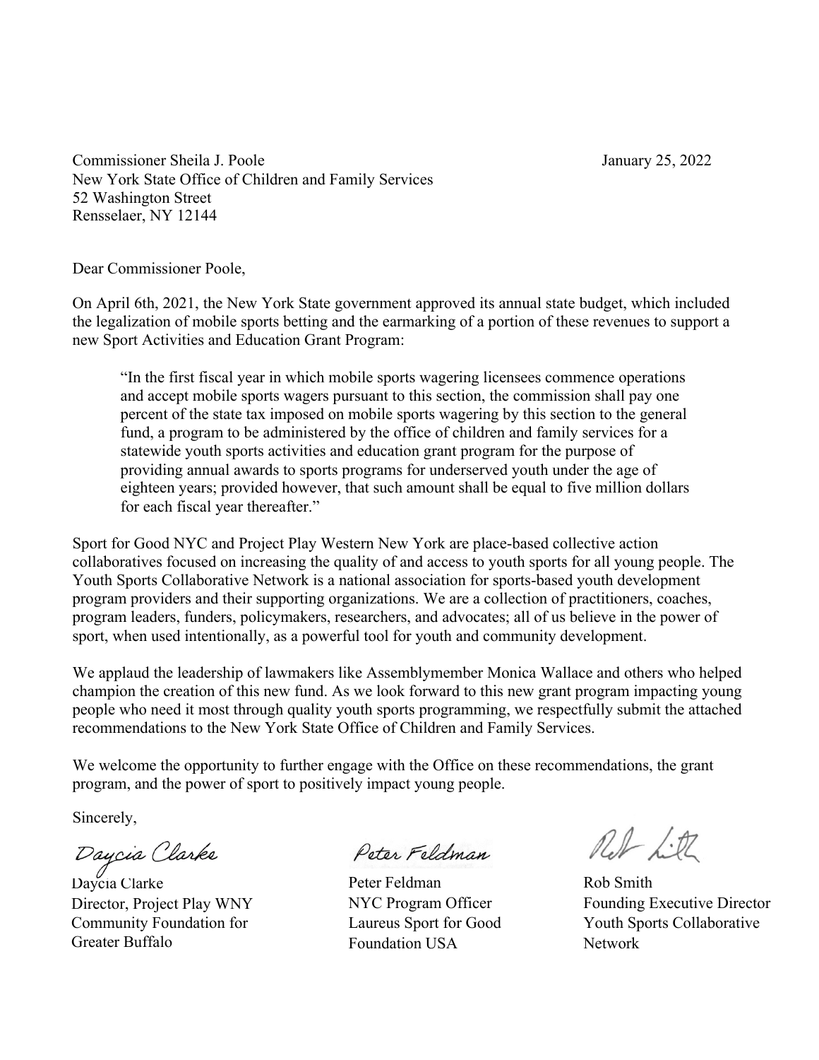Commissioner Sheila J. Poole
New York State Office of Children and Family Services
52 Washington Street
Rensselaer, NY 12144

January 25, 2022

Dear Commissioner Poole,

On April 6th, 2021, the New York State government approved its annual state budget, which included the legalization of mobile sports betting and the earmarking of a portion of these revenues to support a new Sport Activities and Education Grant Program:

> "In the first fiscal year in which mobile sports wagering licensees commence operations and accept mobile sports wagers pursuant to this section, the commission shall pay one percent of the state tax imposed on mobile sports wagering by this section to the general fund, a program to be administered by the office of children and family services for a statewide youth sports activities and education grant program for the purpose of providing annual awards to sports programs for underserved youth under the age of eighteen years; provided however, that such amount shall be equal to five million dollars for each fiscal year thereafter."

Sport for Good NYC and Project Play Western New York are place-based collective action collaboratives focused on increasing the quality of and access to youth sports for all young people. The Youth Sports Collaborative Network is a national association for sports-based youth development program providers and their supporting organizations. We are a collection of practitioners, coaches, program leaders, funders, policymakers, researchers, and advocates; all of us believe in the power of sport, when used intentionally, as a powerful tool for youth and community development.

We applaud the leadership of lawmakers like Assemblymember Monica Wallace and others who helped champion the creation of this new fund. As we look forward to this new grant program impacting young people who need it most through quality youth sports programming, we respectfully submit the attached recommendations to the New York State Office of Children and Family Services.

We welcome the opportunity to further engage with the Office on these recommendations, the grant program, and the power of sport to positively impact young people.

Sincerely,

Daycia Clarke
Director, Project Play WNY
Community Foundation for Greater Buffalo

Peter Feldman
NYC Program Officer
Laureus Sport for Good Foundation USA

Rob Smith
Founding Executive Director
Youth Sports Collaborative Network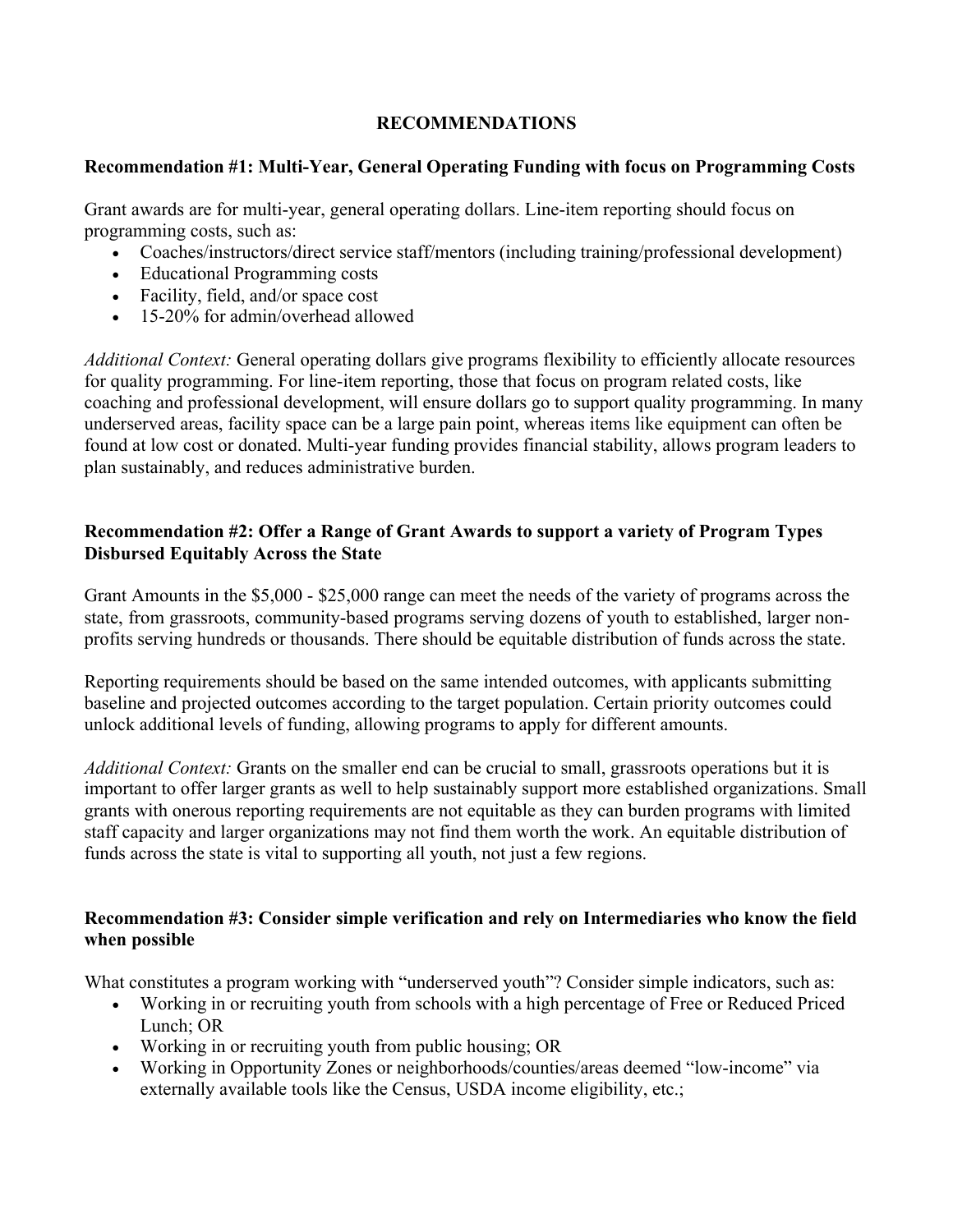## RECOMMENDATIONS

### Recommendation #1: Multi-Year, General Operating Funding with focus on Programming Costs

Grant awards are for multi-year, general operating dollars. Line-item reporting should focus on programming costs, such as:

- Coaches/instructors/direct service staff/mentors (including training/professional development)
- Educational Programming costs
- Facility, field, and/or space cost
- 15-20% for admin/overhead allowed

*Additional Context:* General operating dollars give programs flexibility to efficiently allocate resources for quality programming. For line-item reporting, those that focus on program related costs, like coaching and professional development, will ensure dollars go to support quality programming. In many underserved areas, facility space can be a large pain point, whereas items like equipment can often be found at low cost or donated. Multi-year funding provides financial stability, allows program leaders to plan sustainably, and reduces administrative burden.

### Recommendation #2: Offer a Range of Grant Awards to support a variety of Program Types Disbursed Equitably Across the State

Grant Amounts in the $5,000 - $25,000 range can meet the needs of the variety of programs across the state, from grassroots, community-based programs serving dozens of youth to established, larger non-profits serving hundreds or thousands. There should be equitable distribution of funds across the state.

Reporting requirements should be based on the same intended outcomes, with applicants submitting baseline and projected outcomes according to the target population. Certain priority outcomes could unlock additional levels of funding, allowing programs to apply for different amounts.

*Additional Context:* Grants on the smaller end can be crucial to small, grassroots operations but it is important to offer larger grants as well to help sustainably support more established organizations. Small grants with onerous reporting requirements are not equitable as they can burden programs with limited staff capacity and larger organizations may not find them worth the work. An equitable distribution of funds across the state is vital to supporting all youth, not just a few regions.

### Recommendation #3: Consider simple verification and rely on Intermediaries who know the field when possible

What constitutes a program working with "underserved youth"? Consider simple indicators, such as:

- Working in or recruiting youth from schools with a high percentage of Free or Reduced Priced Lunch; OR
- Working in or recruiting youth from public housing; OR
- Working in Opportunity Zones or neighborhoods/counties/areas deemed "low-income" via externally available tools like the Census, USDA income eligibility, etc.;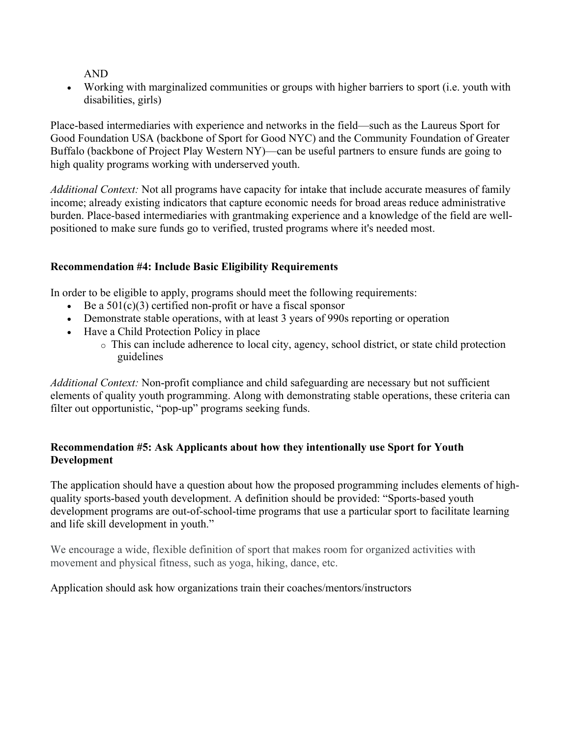AND

- Working with marginalized communities or groups with higher barriers to sport (i.e. youth with disabilities, girls)

Place-based intermediaries with experience and networks in the field—such as the Laureus Sport for Good Foundation USA (backbone of Sport for Good NYC) and the Community Foundation of Greater Buffalo (backbone of Project Play Western NY)—can be useful partners to ensure funds are going to high quality programs working with underserved youth.

*Additional Context:* Not all programs have capacity for intake that include accurate measures of family income; already existing indicators that capture economic needs for broad areas reduce administrative burden. Place-based intermediaries with grantmaking experience and a knowledge of the field are well-positioned to make sure funds go to verified, trusted programs where it's needed most.

**Recommendation #4: Include Basic Eligibility Requirements**

In order to be eligible to apply, programs should meet the following requirements:

- Be a 501(c)(3) certified non-profit or have a fiscal sponsor
- Demonstrate stable operations, with at least 3 years of 990s reporting or operation
- Have a Child Protection Policy in place
  - This can include adherence to local city, agency, school district, or state child protection guidelines

*Additional Context:* Non-profit compliance and child safeguarding are necessary but not sufficient elements of quality youth programming. Along with demonstrating stable operations, these criteria can filter out opportunistic, "pop-up" programs seeking funds.

**Recommendation #5: Ask Applicants about how they intentionally use Sport for Youth Development**

The application should have a question about how the proposed programming includes elements of high-quality sports-based youth development. A definition should be provided: "Sports-based youth development programs are out-of-school-time programs that use a particular sport to facilitate learning and life skill development in youth."

We encourage a wide, flexible definition of sport that makes room for organized activities with movement and physical fitness, such as yoga, hiking, dance, etc.

Application should ask how organizations train their coaches/mentors/instructors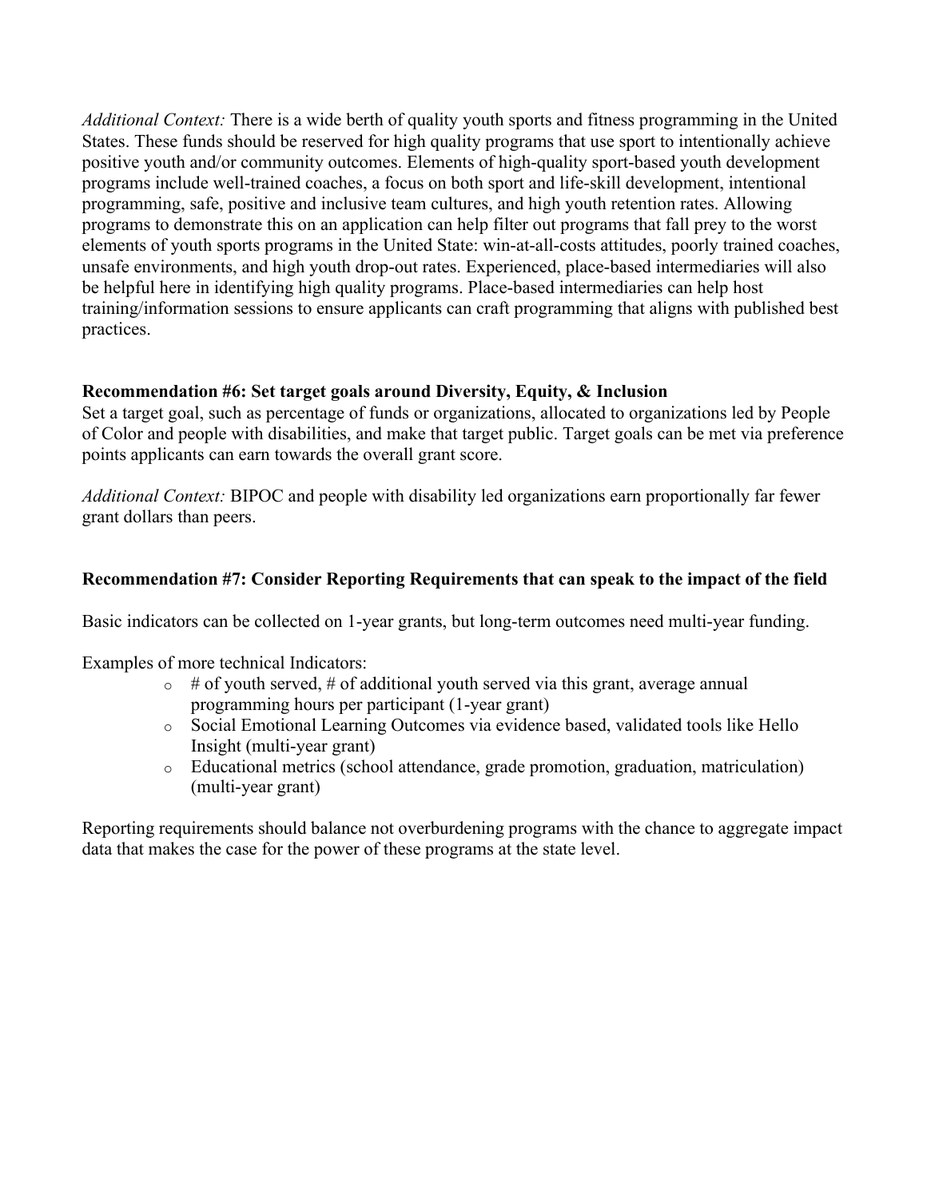*Additional Context:* There is a wide berth of quality youth sports and fitness programming in the United States. These funds should be reserved for high quality programs that use sport to intentionally achieve positive youth and/or community outcomes. Elements of high-quality sport-based youth development programs include well-trained coaches, a focus on both sport and life-skill development, intentional programming, safe, positive and inclusive team cultures, and high youth retention rates. Allowing programs to demonstrate this on an application can help filter out programs that fall prey to the worst elements of youth sports programs in the United State: win-at-all-costs attitudes, poorly trained coaches, unsafe environments, and high youth drop-out rates. Experienced, place-based intermediaries will also be helpful here in identifying high quality programs. Place-based intermediaries can help host training/information sessions to ensure applicants can craft programming that aligns with published best practices.

**Recommendation #6: Set target goals around Diversity, Equity, & Inclusion**

Set a target goal, such as percentage of funds or organizations, allocated to organizations led by People of Color and people with disabilities, and make that target public. Target goals can be met via preference points applicants can earn towards the overall grant score.

*Additional Context:* BIPOC and people with disability led organizations earn proportionally far fewer grant dollars than peers.

**Recommendation #7: Consider Reporting Requirements that can speak to the impact of the field**

Basic indicators can be collected on 1-year grants, but long-term outcomes need multi-year funding.

Examples of more technical Indicators:

- # of youth served, # of additional youth served via this grant, average annual programming hours per participant (1-year grant)
- Social Emotional Learning Outcomes via evidence based, validated tools like Hello Insight (multi-year grant)
- Educational metrics (school attendance, grade promotion, graduation, matriculation) (multi-year grant)

Reporting requirements should balance not overburdening programs with the chance to aggregate impact data that makes the case for the power of these programs at the state level.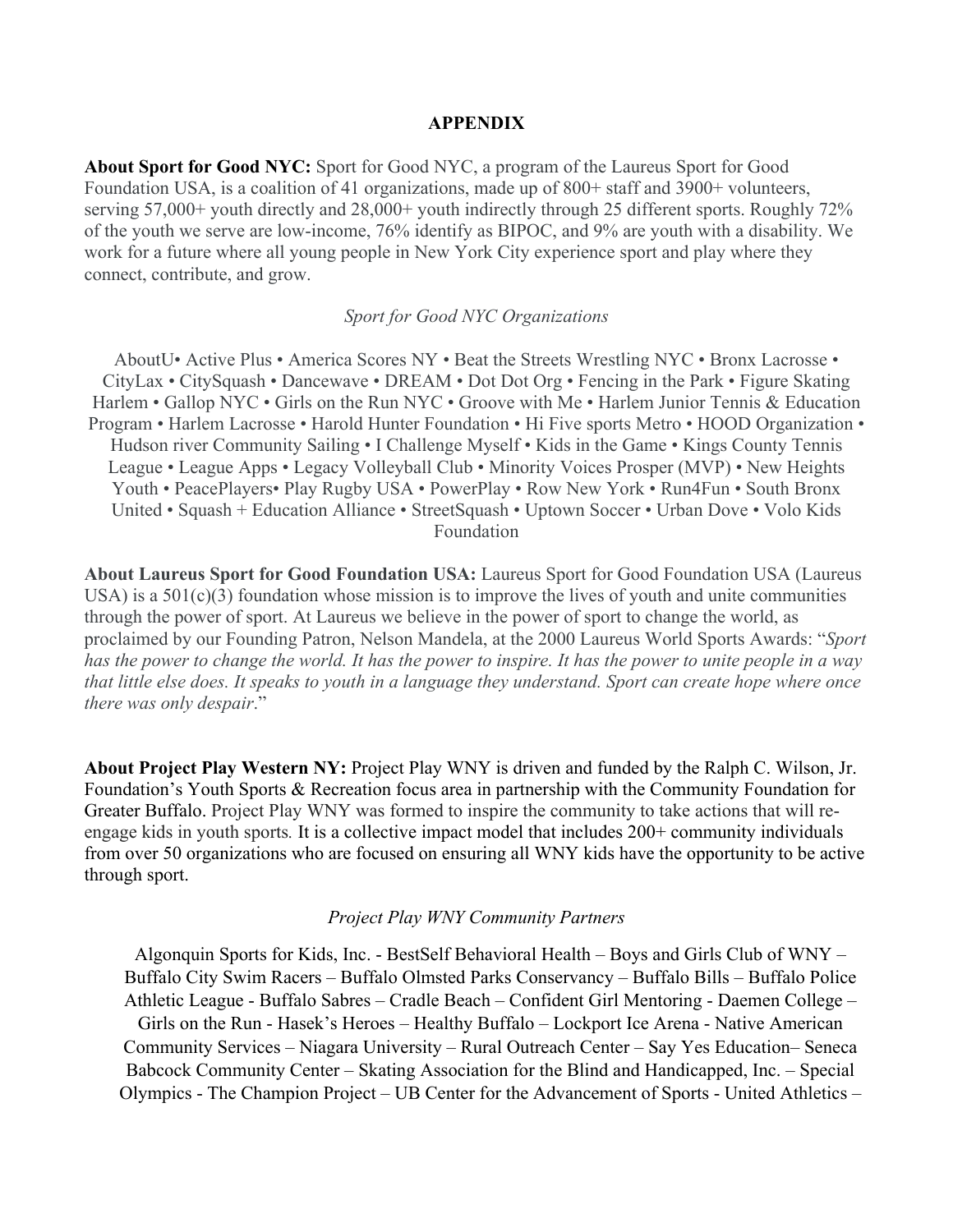# APPENDIX

**About Sport for Good NYC:** Sport for Good NYC, a program of the Laureus Sport for Good Foundation USA, is a coalition of 41 organizations, made up of 800+ staff and 3900+ volunteers, serving 57,000+ youth directly and 28,000+ youth indirectly through 25 different sports. Roughly 72% of the youth we serve are low-income, 76% identify as BIPOC, and 9% are youth with a disability. We work for a future where all young people in New York City experience sport and play where they connect, contribute, and grow.

*Sport for Good NYC Organizations*

AboutU• Active Plus • America Scores NY • Beat the Streets Wrestling NYC • Bronx Lacrosse • CityLax • CitySquash • Dancewave • DREAM • Dot Dot Org • Fencing in the Park • Figure Skating Harlem • Gallop NYC • Girls on the Run NYC • Groove with Me • Harlem Junior Tennis & Education Program • Harlem Lacrosse • Harold Hunter Foundation • Hi Five sports Metro • HOOD Organization • Hudson river Community Sailing • I Challenge Myself • Kids in the Game • Kings County Tennis League • League Apps • Legacy Volleyball Club • Minority Voices Prosper (MVP) • New Heights Youth • PeacePlayers• Play Rugby USA • PowerPlay • Row New York • Run4Fun • South Bronx United • Squash + Education Alliance • StreetSquash • Uptown Soccer • Urban Dove • Volo Kids Foundation

**About Laureus Sport for Good Foundation USA:** Laureus Sport for Good Foundation USA (Laureus USA) is a 501(c)(3) foundation whose mission is to improve the lives of youth and unite communities through the power of sport. At Laureus we believe in the power of sport to change the world, as proclaimed by our Founding Patron, Nelson Mandela, at the 2000 Laureus World Sports Awards: "*Sport has the power to change the world. It has the power to inspire. It has the power to unite people in a way that little else does. It speaks to youth in a language they understand. Sport can create hope where once there was only despair*."

**About Project Play Western NY:** Project Play WNY is driven and funded by the Ralph C. Wilson, Jr. Foundation's Youth Sports & Recreation focus area in partnership with the Community Foundation for Greater Buffalo. Project Play WNY was formed to inspire the community to take actions that will re-engage kids in youth sports. It is a collective impact model that includes 200+ community individuals from over 50 organizations who are focused on ensuring all WNY kids have the opportunity to be active through sport.

*Project Play WNY Community Partners*

Algonquin Sports for Kids, Inc. - BestSelf Behavioral Health – Boys and Girls Club of WNY – Buffalo City Swim Racers – Buffalo Olmsted Parks Conservancy – Buffalo Bills – Buffalo Police Athletic League - Buffalo Sabres – Cradle Beach – Confident Girl Mentoring - Daemen College – Girls on the Run - Hasek's Heroes – Healthy Buffalo – Lockport Ice Arena - Native American Community Services – Niagara University – Rural Outreach Center – Say Yes Education– Seneca Babcock Community Center – Skating Association for the Blind and Handicapped, Inc. – Special Olympics - The Champion Project – UB Center for the Advancement of Sports - United Athletics –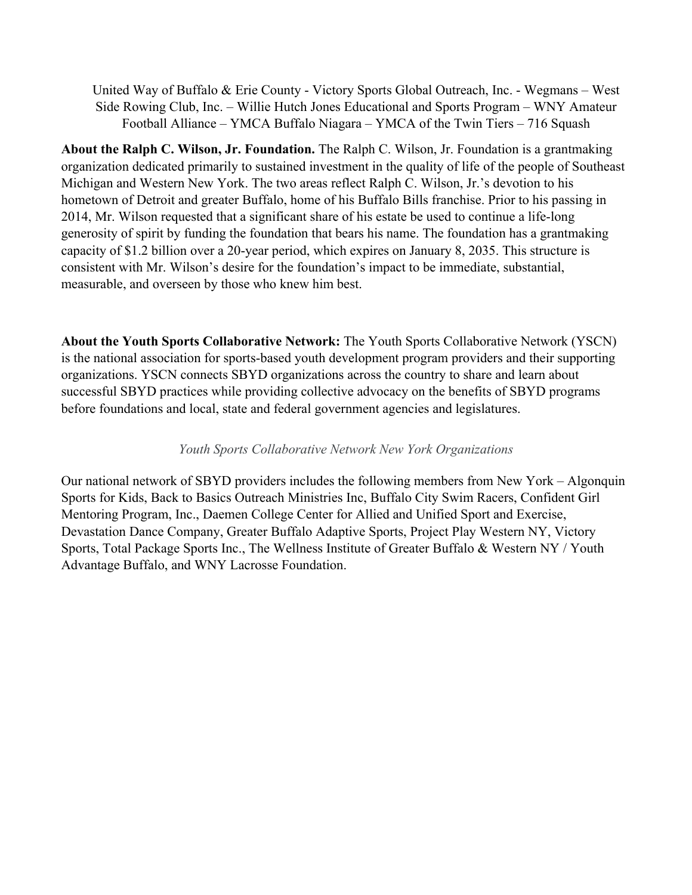United Way of Buffalo & Erie County - Victory Sports Global Outreach, Inc. - Wegmans – West Side Rowing Club, Inc. – Willie Hutch Jones Educational and Sports Program – WNY Amateur Football Alliance – YMCA Buffalo Niagara – YMCA of the Twin Tiers – 716 Squash

**About the Ralph C. Wilson, Jr. Foundation.** The Ralph C. Wilson, Jr. Foundation is a grantmaking organization dedicated primarily to sustained investment in the quality of life of the people of Southeast Michigan and Western New York. The two areas reflect Ralph C. Wilson, Jr.'s devotion to his hometown of Detroit and greater Buffalo, home of his Buffalo Bills franchise. Prior to his passing in 2014, Mr. Wilson requested that a significant share of his estate be used to continue a life-long generosity of spirit by funding the foundation that bears his name. The foundation has a grantmaking capacity of $1.2 billion over a 20-year period, which expires on January 8, 2035. This structure is consistent with Mr. Wilson's desire for the foundation's impact to be immediate, substantial, measurable, and overseen by those who knew him best.

**About the Youth Sports Collaborative Network:** The Youth Sports Collaborative Network (YSCN) is the national association for sports-based youth development program providers and their supporting organizations. YSCN connects SBYD organizations across the country to share and learn about successful SBYD practices while providing collective advocacy on the benefits of SBYD programs before foundations and local, state and federal government agencies and legislatures.

*Youth Sports Collaborative Network New York Organizations*

Our national network of SBYD providers includes the following members from New York – Algonquin Sports for Kids, Back to Basics Outreach Ministries Inc, Buffalo City Swim Racers, Confident Girl Mentoring Program, Inc., Daemen College Center for Allied and Unified Sport and Exercise, Devastation Dance Company, Greater Buffalo Adaptive Sports, Project Play Western NY, Victory Sports, Total Package Sports Inc., The Wellness Institute of Greater Buffalo & Western NY / Youth Advantage Buffalo, and WNY Lacrosse Foundation.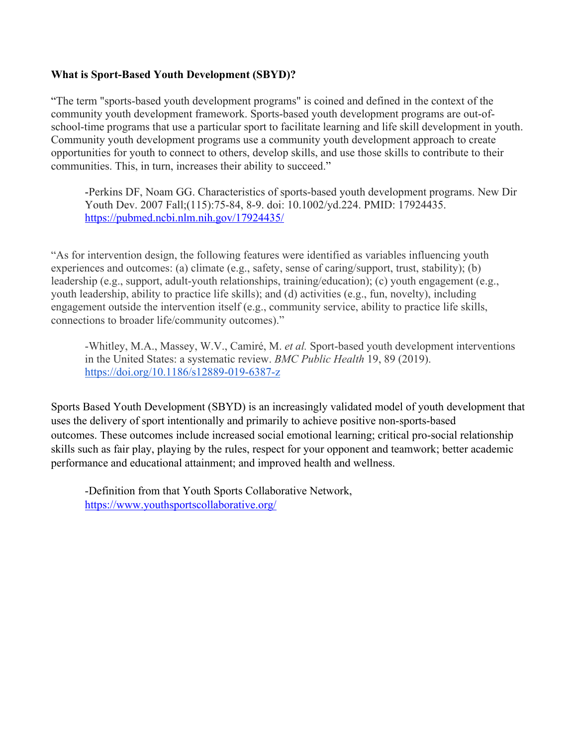**What is Sport-Based Youth Development (SBYD)?**

“The term "sports-based youth development programs" is coined and defined in the context of the community youth development framework. Sports-based youth development programs are out-of-school-time programs that use a particular sport to facilitate learning and life skill development in youth. Community youth development programs use a community youth development approach to create opportunities for youth to connect to others, develop skills, and use those skills to contribute to their communities. This, in turn, increases their ability to succeed.”

> -Perkins DF, Noam GG. Characteristics of sports-based youth development programs. New Dir Youth Dev. 2007 Fall;(115):75-84, 8-9. doi: 10.1002/yd.224. PMID: 17924435. https://pubmed.ncbi.nlm.nih.gov/17924435/

“As for intervention design, the following features were identified as variables influencing youth experiences and outcomes: (a) climate (e.g., safety, sense of caring/support, trust, stability); (b) leadership (e.g., support, adult-youth relationships, training/education); (c) youth engagement (e.g., youth leadership, ability to practice life skills); and (d) activities (e.g., fun, novelty), including engagement outside the intervention itself (e.g., community service, ability to practice life skills, connections to broader life/community outcomes).”

> -Whitley, M.A., Massey, W.V., Camiré, M. *et al.* Sport-based youth development interventions in the United States: a systematic review. *BMC Public Health* 19, 89 (2019). https://doi.org/10.1186/s12889-019-6387-z

Sports Based Youth Development (SBYD) is an increasingly validated model of youth development that uses the delivery of sport intentionally and primarily to achieve positive non-sports-based outcomes. These outcomes include increased social emotional learning; critical pro-social relationship skills such as fair play, playing by the rules, respect for your opponent and teamwork; better academic performance and educational attainment; and improved health and wellness.

> -Definition from that Youth Sports Collaborative Network, https://www.youthsportscollaborative.org/